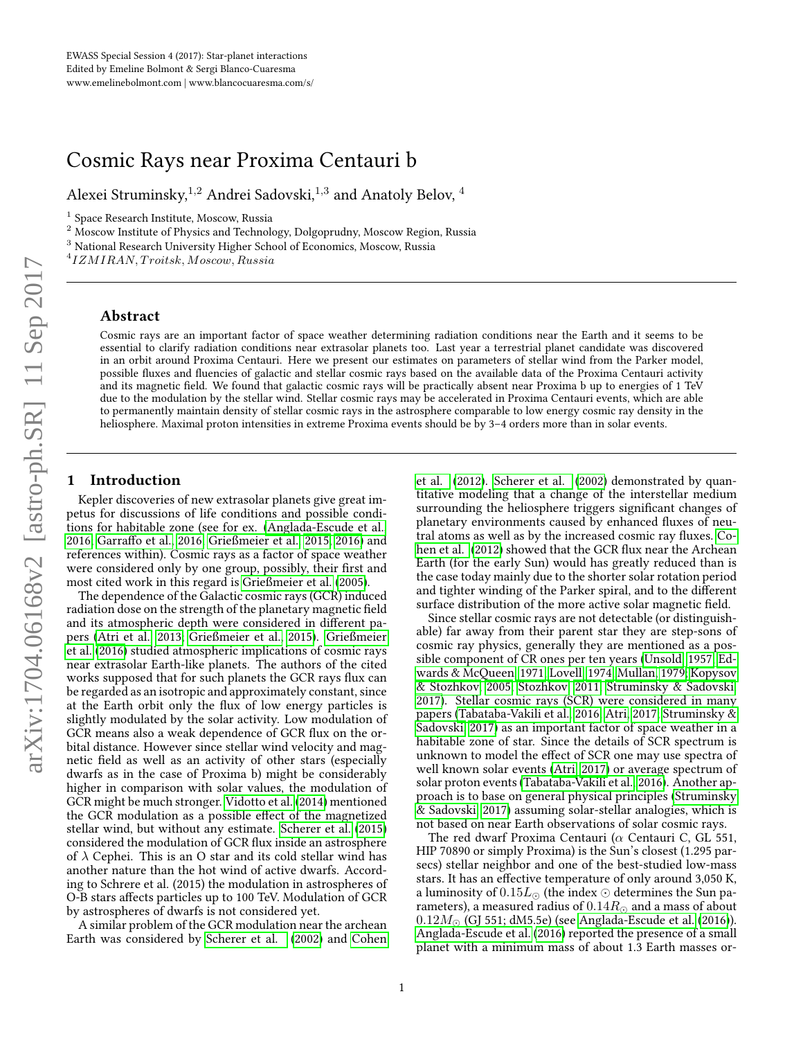EWASS Special Session 4 (2017): Star-planet interactions
Edited by Emeline Bolmont & Sergi Blanco-Cuaresma
www.emelinebolmont.com | www.blancocuaresma.com/s/

# Cosmic Rays near Proxima Centauri b

Alexei Struminsky,[1,2] Andrei Sadovski,[1,3] and Anatoly Belov,[4]

[1] Space Research Institute, Moscow, Russia
[2] Moscow Institute of Physics and Technology, Dolgoprudny, Moscow Region, Russia
[3] National Research University Higher School of Economics, Moscow, Russia
[4] $IZMIRAN, Troitsk, Moscow, Russia$

## Abstract

Cosmic rays are an important factor of space weather determining radiation conditions near the Earth and it seems to be essential to clarify radiation conditions near extrasolar planets too. Last year a terrestrial planet candidate was discovered in an orbit around Proxima Centauri. Here we present our estimates on parameters of stellar wind from the Parker model, possible fluxes and fluencies of galactic and stellar cosmic rays based on the available data of the Proxima Centauri activity and its magnetic field. We found that galactic cosmic rays will be practically absent near Proxima b up to energies of 1 TeV due to the modulation by the stellar wind. Stellar cosmic rays may be accelerated in Proxima Centauri events, which are able to permanently maintain density of stellar cosmic rays in the astrosphere comparable to low energy cosmic ray density in the heliosphere. Maximal proton intensities in extreme Proxima events should be by 3–4 orders more than in solar events.

## 1 Introduction

Kepler discoveries of new extrasolar planets give great impetus for discussions of life conditions and possible conditions for habitable zone (see for ex. (Anglada-Escude et al. 2016; Garraffo et al., 2016; Grießmeier et al., 2015; 2016) and references within). Cosmic rays as a factor of space weather were considered only by one group, possibly, their first and most cited work in this regard is Grießmeier et al. (2005).

The dependence of the Galactic cosmic rays (GCR) induced radiation dose on the strength of the planetary magnetic field and its atmospheric depth were considered in different papers (Atri et al., 2013; Grießmeier et al., 2015). Grießmeier et al. (2016) studied atmospheric implications of cosmic rays near extrasolar Earth-like planets. The authors of the cited works supposed that for such planets the GCR rays flux can be regarded as an isotropic and approximately constant, since at the Earth orbit only the flux of low energy particles is slightly modulated by the solar activity. Low modulation of GCR means also a weak dependence of GCR flux on the orbital distance. However since stellar wind velocity and magnetic field as well as an activity of other stars (especially dwarfs as in the case of Proxima b) might be considerably higher in comparison with solar values, the modulation of GCR might be much stronger. Vidotto et al. (2014) mentioned the GCR modulation as a possible effect of the magnetized stellar wind, but without any estimate. Scherer et al. (2015) considered the modulation of GCR flux inside an astrosphere of $\lambda$ Cephei. This is an O star and its cold stellar wind has another nature than the hot wind of active dwarfs. According to Schrere et al. (2015) the modulation in astrospheres of O-B stars affects particles up to 100 TeV. Modulation of GCR by astrospheres of dwarfs is not considered yet.

A similar problem of the GCR modulation near the archean Earth was considered by Scherer et al. (2002) and Cohen et al. (2012). Scherer et al. (2002) demonstrated by quantitative modeling that a change of the interstellar medium surrounding the heliosphere triggers significant changes of planetary environments caused by enhanced fluxes of neutral atoms as well as by the increased cosmic ray fluxes. Cohen et al. (2012) showed that the GCR flux near the Archean Earth (for the early Sun) would has greatly reduced than is the case today mainly due to the shorter solar rotation period and tighter winding of the Parker spiral, and to the different surface distribution of the more active solar magnetic field.

Since stellar cosmic rays are not detectable (or distinguishable) far away from their parent star they are step-sons of cosmic ray physics, generally they are mentioned as a possible component of CR ones per ten years (Unsold, 1957; Edwards & McQueen, 1971; Lovell, 1974; Mullan, 1979; Kopysov & Stozhkov, 2005; Stozhkov, 2011; Struminsky & Sadovski, 2017). Stellar cosmic rays (SCR) were considered in many papers (Tabataba-Vakili et al., 2016; Atri, 2017; Struminsky & Sadovski, 2017) as an important factor of space weather in a habitable zone of star. Since the details of SCR spectrum is unknown to model the effect of SCR one may use spectra of well known solar events (Atri, 2017) or average spectrum of solar proton events (Tabataba-Vakili et al., 2016). Another approach is to base on general physical principles (Struminsky & Sadovski, 2017) assuming solar-stellar analogies, which is not based on near Earth observations of solar cosmic rays.

The red dwarf Proxima Centauri ($\alpha$ Centauri C, GL 551, HIP 70890 or simply Proxima) is the Sun's closest (1.295 parsecs) stellar neighbor and one of the best-studied low-mass stars. It has an effective temperature of only around 3,050 K, a luminosity of $0.15L_{\odot}$ (the index $\odot$ determines the Sun parameters), a measured radius of $0.14R_{\odot}$ and a mass of about $0.12M_{\odot}$ (GJ 551; dM5.5e) (see Anglada-Escude et al. (2016)). Anglada-Escude et al. (2016) reported the presence of a small planet with a minimum mass of about 1.3 Earth masses or-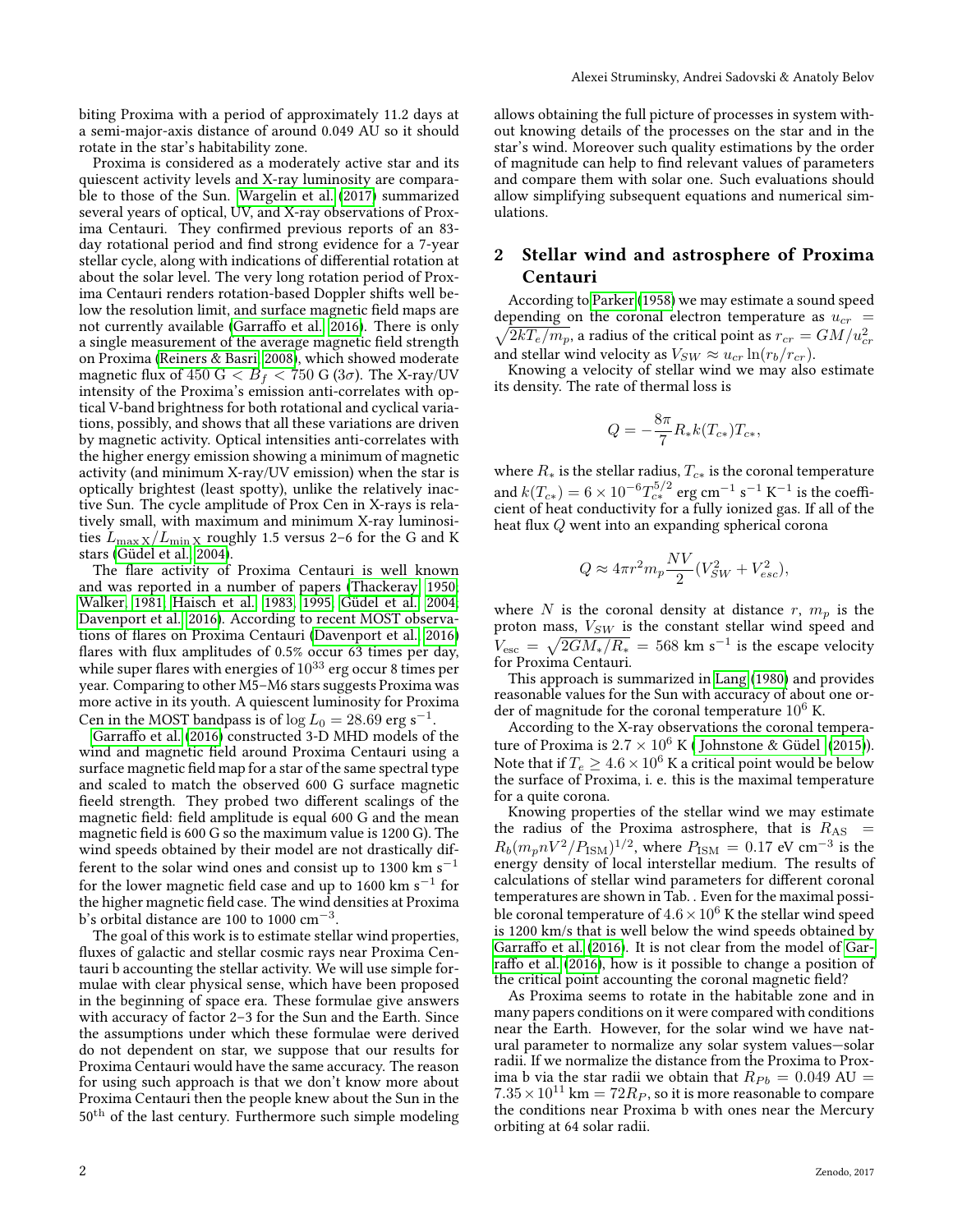biting Proxima with a period of approximately 11.2 days at a semi-major-axis distance of around 0.049 AU so it should rotate in the star's habitability zone.

Proxima is considered as a moderately active star and its quiescent activity levels and X-ray luminosity are comparable to those of the Sun. Wargelin et al. (2017) summarized several years of optical, UV, and X-ray observations of Proxima Centauri. They confirmed previous reports of an 83-day rotational period and find strong evidence for a 7-year stellar cycle, along with indications of differential rotation at about the solar level. The very long rotation period of Proxima Centauri renders rotation-based Doppler shifts well below the resolution limit, and surface magnetic field maps are not currently available (Garraffo et al. 2016). There is only a single measurement of the average magnetic field strength on Proxima (Reiners & Basri 2008), which showed moderate magnetic flux of $450\ \mathrm{G} < B_f < 750\ \mathrm{G}$ ($3\sigma$). The X-ray/UV intensity of the Proxima's emission anti-correlates with optical V-band brightness for both rotational and cyclical variations, possibly, and shows that all these variations are driven by magnetic activity. Optical intensities anti-correlates with the higher energy emission showing a minimum of magnetic activity (and minimum X-ray/UV emission) when the star is optically brightest (least spotty), unlike the relatively inactive Sun. The cycle amplitude of Prox Cen in X-rays is relatively small, with maximum and minimum X-ray luminosities $L_{\max \mathrm{X}}/L_{\min \mathrm{X}}$ roughly 1.5 versus 2–6 for the G and K stars (Güdel et al. 2004).

The flare activity of Proxima Centauri is well known and was reported in a number of papers (Thackeray 1950; Walker 1981; Haisch et al. 1983, 1995; Güdel et al. 2004; Davenport et al. 2016). According to recent MOST observations of flares on Proxima Centauri (Davenport et al. 2016) flares with flux amplitudes of 0.5% occur 63 times per day, while super flares with energies of $10^{33}$ erg occur 8 times per year. Comparing to other M5–M6 stars suggests Proxima was more active in its youth. A quiescent luminosity for Proxima Cen in the MOST bandpass is of $\log L_0 = 28.69$ erg s$^{-1}$.

Garraffo et al. (2016) constructed 3-D MHD models of the wind and magnetic field around Proxima Centauri using a surface magnetic field map for a star of the same spectral type and scaled to match the observed 600 G surface magnetic fieeld strength. They probed two different scalings of the magnetic field: field amplitude is equal 600 G and the mean magnetic field is 600 G so the maximum value is 1200 G). The wind speeds obtained by their model are not drastically different to the solar wind ones and consist up to 1300 km s$^{-1}$ for the lower magnetic field case and up to 1600 km s$^{-1}$ for the higher magnetic field case. The wind densities at Proxima b's orbital distance are 100 to 1000 cm$^{-3}$.

The goal of this work is to estimate stellar wind properties, fluxes of galactic and stellar cosmic rays near Proxima Centauri b accounting the stellar activity. We will use simple formulae with clear physical sense, which have been proposed in the beginning of space era. These formulae give answers with accuracy of factor 2–3 for the Sun and the Earth. Since the assumptions under which these formulae were derived do not dependent on star, we suppose that our results for Proxima Centauri would have the same accuracy. The reason for using such approach is that we don't know more about Proxima Centauri then the people knew about the Sun in the 50$^{\mathrm{th}}$ of the last century. Furthermore such simple modeling allows obtaining the full picture of processes in system without knowing details of the processes on the star and in the star's wind. Moreover such quality estimations by the order of magnitude can help to find relevant values of parameters and compare them with solar one. Such evaluations should allow simplifying subsequent equations and numerical simulations.

## 2 Stellar wind and astrosphere of Proxima Centauri

According to Parker (1958) we may estimate a sound speed depending on the coronal electron temperature as $u_{cr} = \sqrt{2kT_e/m_p}$, a radius of the critical point as $r_{cr} = GM/u_{cr}^2$ and stellar wind velocity as $V_{SW} \approx u_{cr} \ln(r_b/r_{cr})$.

Knowing a velocity of stellar wind we may also estimate its density. The rate of thermal loss is

$$Q = -\frac{8\pi}{7} R_* k(T_{c*}) T_{c*},$$

where $R_*$ is the stellar radius, $T_{c*}$ is the coronal temperature and $k(T_{c*}) = 6 \times 10^{-6} T_{c*}^{5/2}$ erg cm$^{-1}$ s$^{-1}$ K$^{-1}$ is the coefficient of heat conductivity for a fully ionized gas. If all of the heat flux $Q$ went into an expanding spherical corona

$$Q \approx 4\pi r^2 m_p \frac{NV}{2}(V_{SW}^2 + V_{esc}^2),$$

where $N$ is the coronal density at distance $r$, $m_p$ is the proton mass, $V_{SW}$ is the constant stellar wind speed and $V_{\mathrm{esc}} = \sqrt{2GM_*/R_*} = 568$ km s$^{-1}$ is the escape velocity for Proxima Centauri.

This approach is summarized in Lang (1980) and provides reasonable values for the Sun with accuracy of about one order of magnitude for the coronal temperature $10^6$ K.

According to the X-ray observations the coronal temperature of Proxima is $2.7 \times 10^6$ K ( Johnstone & Güdel (2015)). Note that if $T_e \geq 4.6 \times 10^6$ K a critical point would be below the surface of Proxima, i. e. this is the maximal temperature for a quite corona.

Knowing properties of the stellar wind we may estimate the radius of the Proxima astrosphere, that is $R_{\mathrm{AS}} = R_b(m_p n V^2/P_{\mathrm{ISM}})^{1/2}$, where $P_{\mathrm{ISM}} = 0.17$ eV cm$^{-3}$ is the energy density of local interstellar medium. The results of calculations of stellar wind parameters for different coronal temperatures are shown in Tab. . Even for the maximal possible coronal temperature of $4.6 \times 10^6$ K the stellar wind speed is 1200 km/s that is well below the wind speeds obtained by Garraffo et al. (2016). It is not clear from the model of Garraffo et al. (2016), how is it possible to change a position of the critical point accounting the coronal magnetic field?

As Proxima seems to rotate in the habitable zone and in many papers conditions on it were compared with conditions near the Earth. However, for the solar wind we have natural parameter to normalize any solar system values—solar radii. If we normalize the distance from the Proxima to Proxima b via the star radii we obtain that $R_{Pb} = 0.049$ AU $= 7.35 \times 10^{11}$ km $= 72 R_P$, so it is more reasonable to compare the conditions near Proxima b with ones near the Mercury orbiting at 64 solar radii.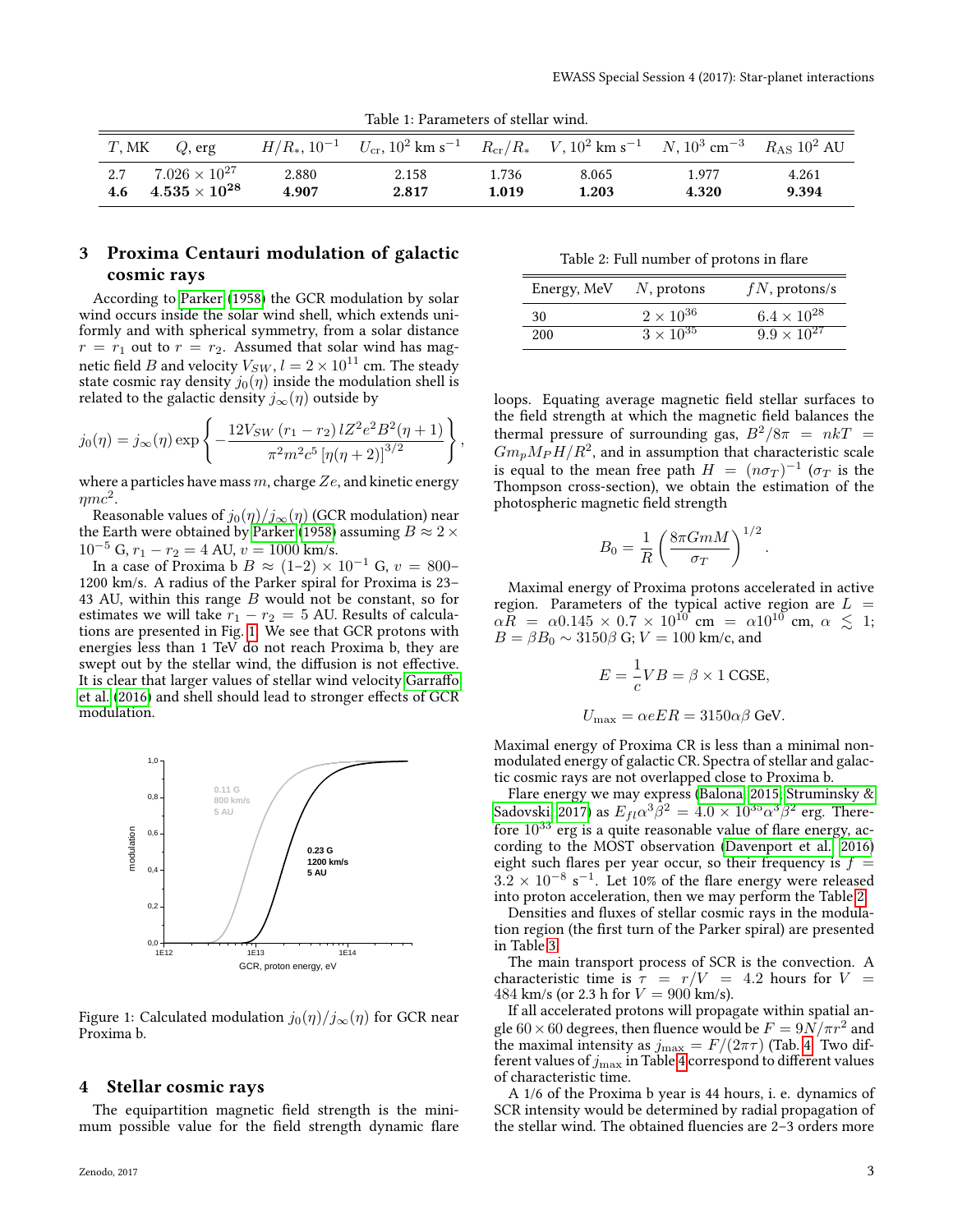Table 1: Parameters of stellar wind.

| $T$, MK | $Q$, erg | $H/R_*$, $10^{-1}$ | $U_{\rm cr}$, $10^2$ km s$^{-1}$ | $R_{\rm cr}/R_*$ | $V$, $10^2$ km s$^{-1}$ | $N$, $10^3$ cm$^{-3}$ | $R_{\rm AS}$ $10^2$ AU |
|---|---|---|---|---|---|---|---|
| 2.7 | $7.026 \times 10^{27}$ | 2.880 | 2.158 | 1.736 | 8.065 | 1.977 | 4.261 |
| **4.6** | $\mathbf{4.535 \times 10^{28}}$ | **4.907** | **2.817** | **1.019** | **1.203** | **4.320** | **9.394** |

## 3 Proxima Centauri modulation of galactic cosmic rays

According to Parker (1958) the GCR modulation by solar wind occurs inside the solar wind shell, which extends uniformly and with spherical symmetry, from a solar distance $r = r_1$ out to $r = r_2$. Assumed that solar wind has magnetic field $B$ and velocity $V_{SW}$, $l = 2 \times 10^{11}$ cm. The steady state cosmic ray density $j_0(\eta)$ inside the modulation shell is related to the galactic density $j_\infty(\eta)$ outside by

$$j_0(\eta) = j_\infty(\eta) \exp\left\{ -\frac{12 V_{SW}\,(r_1 - r_2)\, l Z^2 e^2 B^2 (\eta + 1)}{\pi^2 m^2 c^5 \left[\eta(\eta+2)\right]^{3/2}} \right\},$$

where a particles have mass $m$, charge $Ze$, and kinetic energy $\eta m c^2$.

Reasonable values of $j_0(\eta)/j_\infty(\eta)$ (GCR modulation) near the Earth were obtained by Parker (1958) assuming $B \approx 2 \times 10^{-5}$ G, $r_1 - r_2 = 4$ AU, $v = 1000$ km/s.

In a case of Proxima b $B \approx (1\text{–}2) \times 10^{-1}$ G, $v = 800$–$1200$ km/s. A radius of the Parker spiral for Proxima is 23–43 AU, within this range $B$ would not be constant, so for estimates we will take $r_1 - r_2 = 5$ AU. Results of calculations are presented in Fig. 1. We see that GCR protons with energies less than 1 TeV do not reach Proxima b, they are swept out by the stellar wind, the diffusion is not effective. It is clear that larger values of stellar wind velocity Garraffo et al. (2016) and shell should lead to stronger effects of GCR modulation.

Figure 1: Calculated modulation $j_0(\eta)/j_\infty(\eta)$ for GCR near Proxima b.

## 4 Stellar cosmic rays

The equipartition magnetic field strength is the minimum possible value for the field strength dynamic flare loops. Equating average magnetic field stellar surfaces to the field strength at which the magnetic field balances the thermal pressure of surrounding gas, $B^2/8\pi = nkT = G m_p M_P H/R^2$, and in assumption that characteristic scale is equal to the mean free path $H = (n\sigma_T)^{-1}$ ($\sigma_T$ is the Thompson cross-section), we obtain the estimation of the photospheric magnetic field strength

$$B_0 = \frac{1}{R}\left(\frac{8\pi G m M}{\sigma_T}\right)^{1/2}.$$

Maximal energy of Proxima protons accelerated in active region. Parameters of the typical active region are $L = \alpha R = \alpha 0.145 \times 0.7 \times 10^{10}$ cm $= \alpha 10^{10}$ cm, $\alpha \lesssim 1$; $B = \beta B_0 \sim 3150\beta$ G; $V = 100$ km/c, and

$$E = \frac{1}{c} V B = \beta \times 1 \text{ CGSE},$$

$$U_{\max} = \alpha e E R = 3150 \alpha\beta \text{ GeV}.$$

Maximal energy of Proxima CR is less than a minimal non-modulated energy of galactic CR. Spectra of stellar and galactic cosmic rays are not overlapped close to Proxima b.

Flare energy we may express (Balona 2015; Struminsky & Sadovski 2017) as $E_{fl}\alpha^3\beta^2 = 4.0 \times 10^{35}\alpha^3\beta^2$ erg. Therefore $10^{33}$ erg is a quite reasonable value of flare energy, according to the MOST observation (Davenport et al. 2016) eight such flares per year occur, so their frequency is $f = 3.2 \times 10^{-8}$ s$^{-1}$. Let 10% of the flare energy were released into proton acceleration, then we may perform the Table 2.

Table 2: Full number of protons in flare

| Energy, MeV | $N$, protons | $fN$, protons/s |
|---|---|---|
| 30 | $2 \times 10^{36}$ | $6.4 \times 10^{28}$ |
| 200 | $3 \times 10^{35}$ | $9.9 \times 10^{27}$ |

Densities and fluxes of stellar cosmic rays in the modulation region (the first turn of the Parker spiral) are presented in Table 3.

The main transport process of SCR is the convection. A characteristic time is $\tau = r/V = 4.2$ hours for $V = 484$ km/s (or 2.3 h for $V = 900$ km/s).

If all accelerated protons will propagate within spatial angle $60 \times 60$ degrees, then fluence would be $F = 9N/\pi r^2$ and the maximal intensity as $j_{\max} = F/(2\pi\tau)$ (Tab. 4. Two different values of $j_{\max}$ in Table 4 correspond to different values of characteristic time.

A 1/6 of the Proxima b year is 44 hours, i. e. dynamics of SCR intensity would be determined by radial propagation of the stellar wind. The obtained fluencies are 2–3 orders more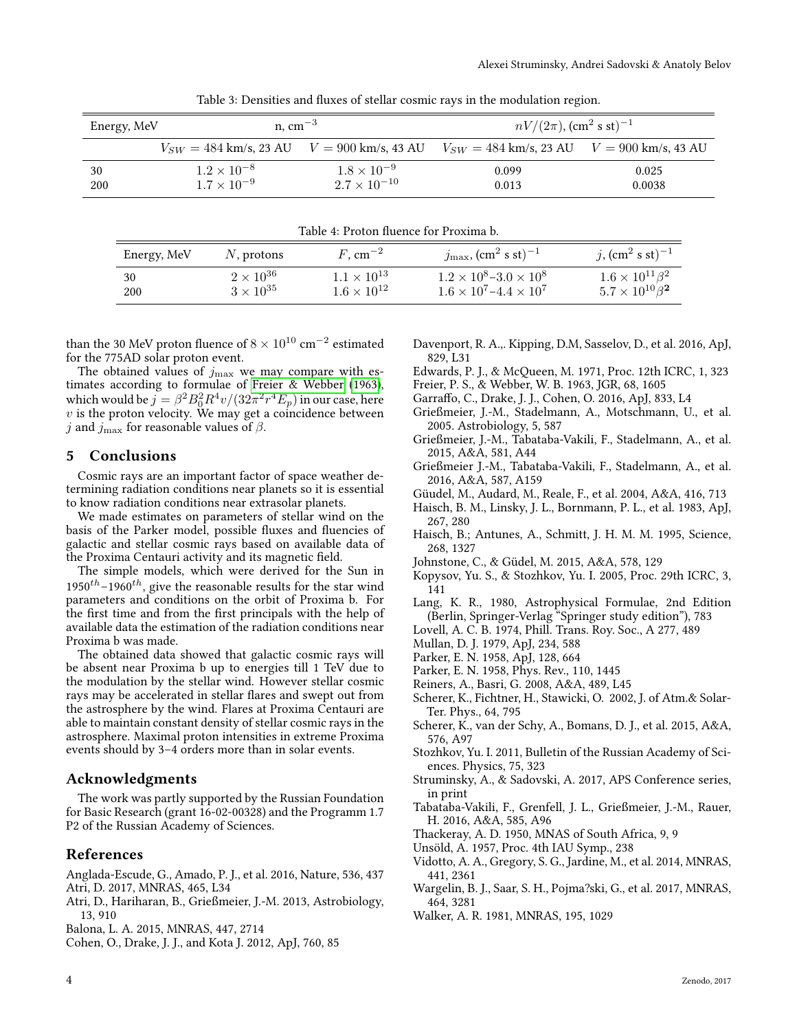Table 3: Densities and fluxes of stellar cosmic rays in the modulation region.

| Energy, MeV | n, $\text{cm}^{-3}$ | | $nV/(2\pi)$, $(\text{cm}^2\ \text{s}\ \text{st})^{-1}$ | |
|---|---|---|---|---|
| | $V_{SW} = 484$ km/s, 23 AU | $V = 900$ km/s, 43 AU | $V_{SW} = 484$ km/s, 23 AU | $V = 900$ km/s, 43 AU |
| 30 | $1.2 \times 10^{-8}$ | $1.8 \times 10^{-9}$ | 0.099 | 0.025 |
| 200 | $1.7 \times 10^{-9}$ | $2.7 \times 10^{-10}$ | 0.013 | 0.0038 |

Table 4: Proton fluence for Proxima b.

| Energy, MeV | $N$, protons | $F$, $\text{cm}^{-2}$ | $j_{\max}$, $(\text{cm}^2\ \text{s}\ \text{st})^{-1}$ | $j$, $(\text{cm}^2\ \text{s}\ \text{st})^{-1}$ |
|---|---|---|---|---|
| 30 | $2 \times 10^{36}$ | $1.1 \times 10^{13}$ | $1.2 \times 10^{8}$–$3.0 \times 10^{8}$ | $1.6 \times 10^{11}\beta^2$ |
| 200 | $3 \times 10^{35}$ | $1.6 \times 10^{12}$ | $1.6 \times 10^{7}$–$4.4 \times 10^{7}$ | $5.7 \times 10^{10}\beta^{\mathbf{2}}$ |

than the 30 MeV proton fluence of $8 \times 10^{10}$ $\text{cm}^{-2}$ estimated for the 775AD solar proton event.

The obtained values of $j_{\max}$ we may compare with estimates according to formulae of Freier & Webber (1963), which would be $j = \beta^2 B_0^2 R^4 v/(32\pi^2 r^4 E_p)$ in our case, here $v$ is the proton velocity. We may get a coincidence between $j$ and $j_{\max}$ for reasonable values of $\beta$.

## 5 Conclusions

Cosmic rays are an important factor of space weather determining radiation conditions near planets so it is essential to know radiation conditions near extrasolar planets.

We made estimates on parameters of stellar wind on the basis of the Parker model, possible fluxes and fluencies of galactic and stellar cosmic rays based on available data of the Proxima Centauri activity and its magnetic field.

The simple models, which were derived for the Sun in $1950^{th}$–$1960^{th}$, give the reasonable results for the star wind parameters and conditions on the orbit of Proxima b. For the first time and from the first principals with the help of available data the estimation of the radiation conditions near Proxima b was made.

The obtained data showed that galactic cosmic rays will be absent near Proxima b up to energies till 1 TeV due to the modulation by the stellar wind. However stellar cosmic rays may be accelerated in stellar flares and swept out from the astrosphere by the wind. Flares at Proxima Centauri are able to maintain constant density of stellar cosmic rays in the astrosphere. Maximal proton intensities in extreme Proxima events should by 3–4 orders more than in solar events.

## Acknowledgments

The work was partly supported by the Russian Foundation for Basic Research (grant 16-02-00328) and the Programm 1.7 P2 of the Russian Academy of Sciences.

## References

Anglada-Escude, G., Amado, P. J., et al. 2016, Nature, 536, 437

Atri, D. 2017, MNRAS, 465, L34

Atri, D., Hariharan, B., Grießmeier, J.-M. 2013, Astrobiology, 13, 910

Balona, L. A. 2015, MNRAS, 447, 2714

Cohen, O., Drake, J. J., and Kota J. 2012, ApJ, 760, 85

Davenport, R. A.,. Kipping, D.M, Sasselov, D., et al. 2016, ApJ, 829, L31

Edwards, P. J., & McQueen, M. 1971, Proc. 12th ICRC, 1, 323

Freier, P. S., & Webber, W. B. 1963, JGR, 68, 1605

Garraffo, C., Drake, J. J., Cohen, O. 2016, ApJ, 833, L4

Grießmeier, J.-M., Stadelmann, A., Motschmann, U., et al. 2005. Astrobiology, 5, 587

Grießmeier, J.-M., Tabataba-Vakili, F., Stadelmann, A., et al. 2015, A&A, 581, A44

Grießmeier J.-M., Tabataba-Vakili, F., Stadelmann, A., et al. 2016, A&A, 587, A159

Güudel, M., Audard, M., Reale, F., et al. 2004, A&A, 416, 713

Haisch, B. M., Linsky, J. L., Bornmann, P. L., et al. 1983, ApJ, 267, 280

Haisch, B.; Antunes, A., Schmitt, J. H. M. M. 1995, Science, 268, 1327

Johnstone, C., & Güdel, M. 2015, A&A, 578, 129

Kopysov, Yu. S., & Stozhkov, Yu. I. 2005, Proc. 29th ICRC, 3, 141

Lang, K. R., 1980, Astrophysical Formulae, 2nd Edition (Berlin, Springer-Verlag "Springer study edition"), 783

Lovell, A. C. B. 1974, Phill. Trans. Roy. Soc., A 277, 489

Mullan, D. J. 1979, ApJ, 234, 588

Parker, E. N. 1958, ApJ, 128, 664

Parker, E. N. 1958, Phys. Rev., 110, 1445

Reiners, A., Basri, G. 2008, A&A, 489, L45

Scherer, K., Fichtner, H., Stawicki, O. 2002, J. of Atm.& Solar-Ter. Phys., 64, 795

Scherer, K., van der Schy, A., Bomans, D. J., et al. 2015, A&A, 576, A97

Stozhkov, Yu. I. 2011, Bulletin of the Russian Academy of Sciences. Physics, 75, 323

Struminsky, A., & Sadovski, A. 2017, APS Conference series, in print

Tabataba-Vakili, F., Grenfell, J. L., Grießmeier, J.-M., Rauer, H. 2016, A&A, 585, A96

Thackeray, A. D. 1950, MNAS of South Africa, 9, 9

Unsöld, A. 1957, Proc. 4th IAU Symp., 238

Vidotto, A. A., Gregory, S. G., Jardine, M., et al. 2014, MNRAS, 441, 2361

Wargelin, B. J., Saar, S. H., Pojma?ski, G., et al. 2017, MNRAS, 464, 3281

Walker, A. R. 1981, MNRAS, 195, 1029